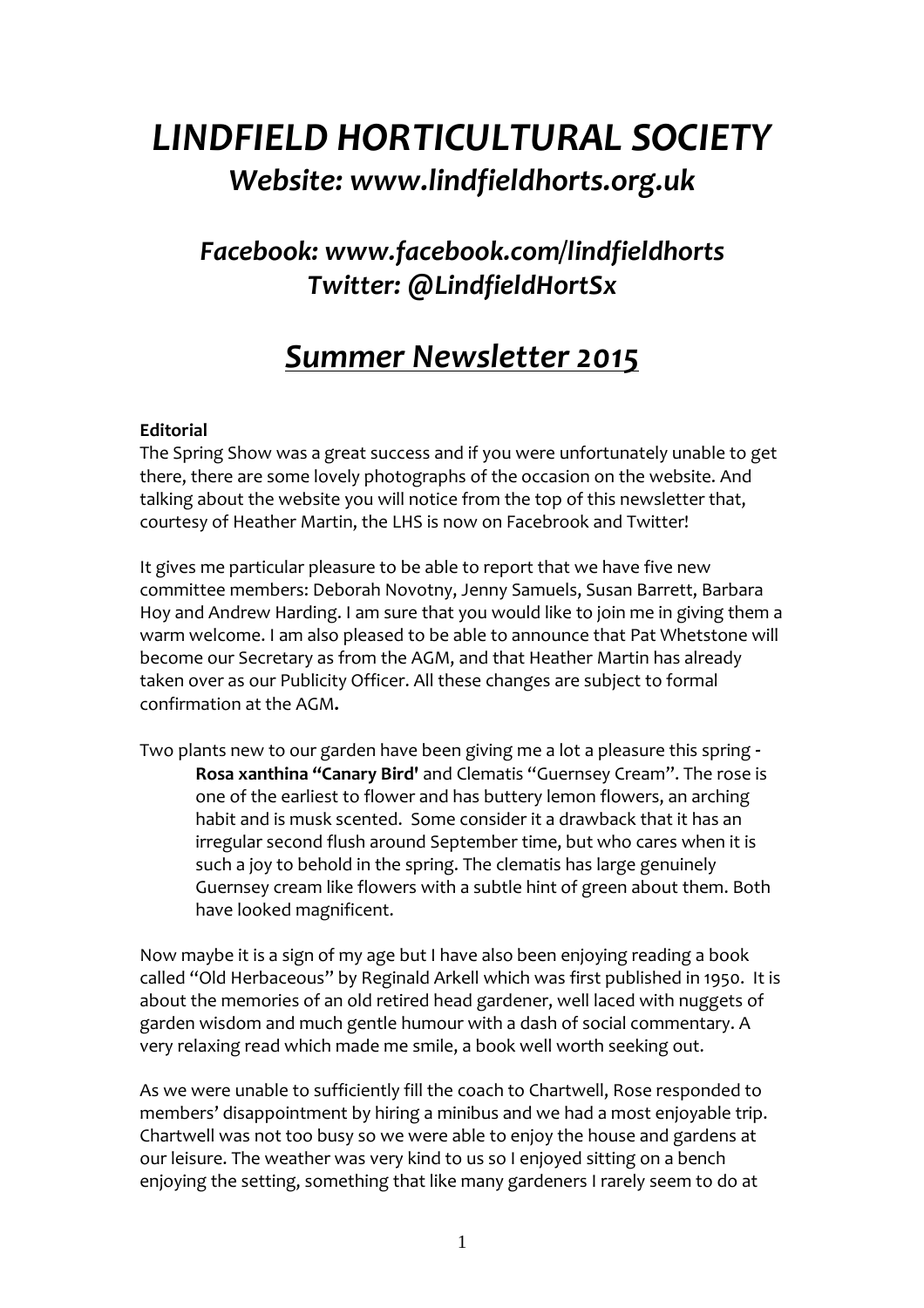# *LINDFIELD HORTICULTURAL SOCIETY*

## *Website: www.lindfieldhorts.org.uk*

### *Facebook: www.facebook.com/lindfieldhorts*
### *Twitter: @LindfieldHortSx*

# *Summer Newsletter 2015*

**Editorial**

The Spring Show was a great success and if you were unfortunately unable to get there, there are some lovely photographs of the occasion on the website. And talking about the website you will notice from the top of this newsletter that, courtesy of Heather Martin, the LHS is now on Facebrook and Twitter!

It gives me particular pleasure to be able to report that we have five new committee members: Deborah Novotny, Jenny Samuels, Susan Barrett, Barbara Hoy and Andrew Harding. I am sure that you would like to join me in giving them a warm welcome. I am also pleased to be able to announce that Pat Whetstone will become our Secretary as from the AGM, and that Heather Martin has already taken over as our Publicity Officer. All these changes are subject to formal confirmation at the AGM**.**

Two plants new to our garden have been giving me a lot a pleasure this spring **- Rosa xanthina "Canary Bird'** and Clematis "Guernsey Cream". The rose is one of the earliest to flower and has buttery lemon flowers, an arching habit and is musk scented. Some consider it a drawback that it has an irregular second flush around September time, but who cares when it is such a joy to behold in the spring. The clematis has large genuinely Guernsey cream like flowers with a subtle hint of green about them. Both have looked magnificent.

Now maybe it is a sign of my age but I have also been enjoying reading a book called "Old Herbaceous" by Reginald Arkell which was first published in 1950. It is about the memories of an old retired head gardener, well laced with nuggets of garden wisdom and much gentle humour with a dash of social commentary. A very relaxing read which made me smile, a book well worth seeking out.

As we were unable to sufficiently fill the coach to Chartwell, Rose responded to members' disappointment by hiring a minibus and we had a most enjoyable trip. Chartwell was not too busy so we were able to enjoy the house and gardens at our leisure. The weather was very kind to us so I enjoyed sitting on a bench enjoying the setting, something that like many gardeners I rarely seem to do at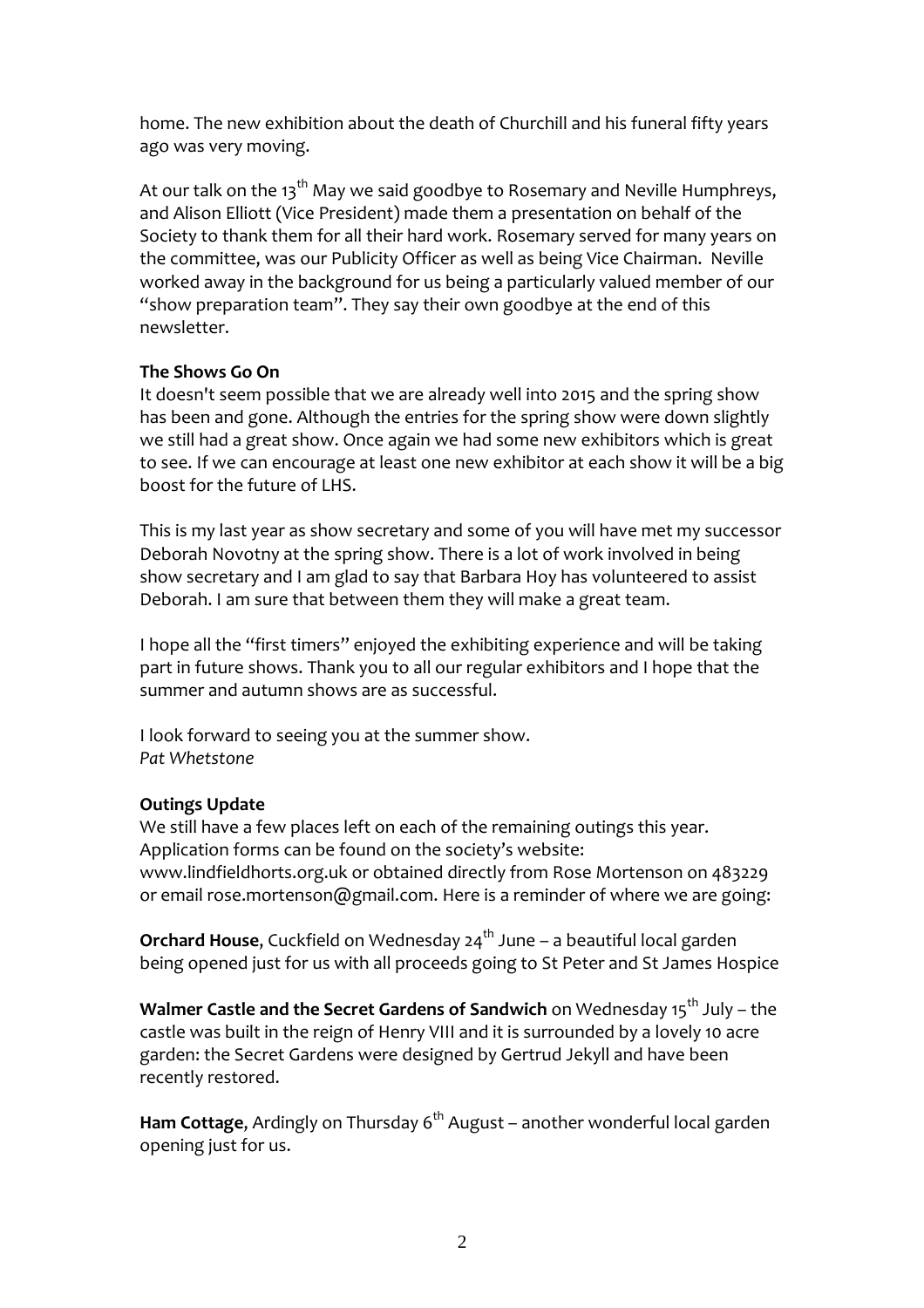home. The new exhibition about the death of Churchill and his funeral fifty years ago was very moving.

At our talk on the 13th May we said goodbye to Rosemary and Neville Humphreys, and Alison Elliott (Vice President) made them a presentation on behalf of the Society to thank them for all their hard work. Rosemary served for many years on the committee, was our Publicity Officer as well as being Vice Chairman. Neville worked away in the background for us being a particularly valued member of our "show preparation team". They say their own goodbye at the end of this newsletter.

**The Shows Go On**

It doesn't seem possible that we are already well into 2015 and the spring show has been and gone. Although the entries for the spring show were down slightly we still had a great show. Once again we had some new exhibitors which is great to see. If we can encourage at least one new exhibitor at each show it will be a big boost for the future of LHS.

This is my last year as show secretary and some of you will have met my successor Deborah Novotny at the spring show. There is a lot of work involved in being show secretary and I am glad to say that Barbara Hoy has volunteered to assist Deborah. I am sure that between them they will make a great team.

I hope all the "first timers" enjoyed the exhibiting experience and will be taking part in future shows. Thank you to all our regular exhibitors and I hope that the summer and autumn shows are as successful.

I look forward to seeing you at the summer show.
*Pat Whetstone*

**Outings Update**

We still have a few places left on each of the remaining outings this year. Application forms can be found on the society's website: www.lindfieldhorts.org.uk or obtained directly from Rose Mortenson on 483229 or email rose.mortenson@gmail.com. Here is a reminder of where we are going:

**Orchard House**, Cuckfield on Wednesday 24th June – a beautiful local garden being opened just for us with all proceeds going to St Peter and St James Hospice

**Walmer Castle and the Secret Gardens of Sandwich** on Wednesday 15th July – the castle was built in the reign of Henry VIII and it is surrounded by a lovely 10 acre garden: the Secret Gardens were designed by Gertrud Jekyll and have been recently restored.

**Ham Cottage**, Ardingly on Thursday 6th August – another wonderful local garden opening just for us.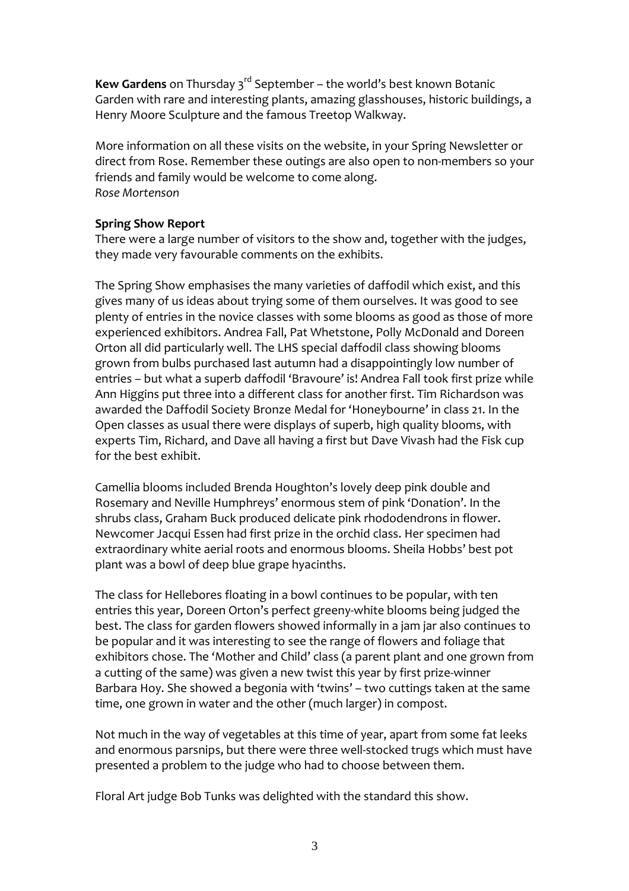**Kew Gardens** on Thursday 3rd September – the world's best known Botanic Garden with rare and interesting plants, amazing glasshouses, historic buildings, a Henry Moore Sculpture and the famous Treetop Walkway.

More information on all these visits on the website, in your Spring Newsletter or direct from Rose. Remember these outings are also open to non-members so your friends and family would be welcome to come along.
*Rose Mortenson*

**Spring Show Report**
There were a large number of visitors to the show and, together with the judges, they made very favourable comments on the exhibits.

The Spring Show emphasises the many varieties of daffodil which exist, and this gives many of us ideas about trying some of them ourselves. It was good to see plenty of entries in the novice classes with some blooms as good as those of more experienced exhibitors. Andrea Fall, Pat Whetstone, Polly McDonald and Doreen Orton all did particularly well. The LHS special daffodil class showing blooms grown from bulbs purchased last autumn had a disappointingly low number of entries – but what a superb daffodil 'Bravoure' is! Andrea Fall took first prize while Ann Higgins put three into a different class for another first. Tim Richardson was awarded the Daffodil Society Bronze Medal for 'Honeybourne' in class 21. In the Open classes as usual there were displays of superb, high quality blooms, with experts Tim, Richard, and Dave all having a first but Dave Vivash had the Fisk cup for the best exhibit.

Camellia blooms included Brenda Houghton's lovely deep pink double and Rosemary and Neville Humphreys' enormous stem of pink 'Donation'. In the shrubs class, Graham Buck produced delicate pink rhododendrons in flower. Newcomer Jacqui Essen had first prize in the orchid class. Her specimen had extraordinary white aerial roots and enormous blooms. Sheila Hobbs' best pot plant was a bowl of deep blue grape hyacinths.

The class for Hellebores floating in a bowl continues to be popular, with ten entries this year, Doreen Orton's perfect greeny-white blooms being judged the best. The class for garden flowers showed informally in a jam jar also continues to be popular and it was interesting to see the range of flowers and foliage that exhibitors chose. The 'Mother and Child' class (a parent plant and one grown from a cutting of the same) was given a new twist this year by first prize-winner Barbara Hoy. She showed a begonia with 'twins' – two cuttings taken at the same time, one grown in water and the other (much larger) in compost.

Not much in the way of vegetables at this time of year, apart from some fat leeks and enormous parsnips, but there were three well-stocked trugs which must have presented a problem to the judge who had to choose between them.

Floral Art judge Bob Tunks was delighted with the standard this show.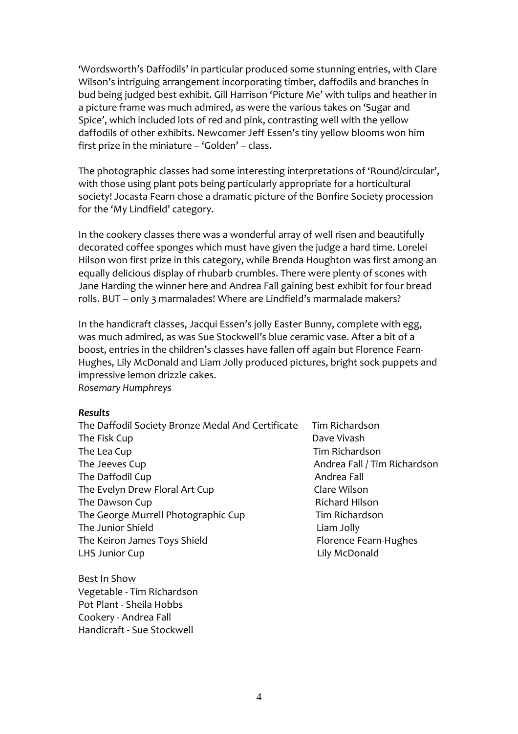'Wordsworth's Daffodils' in particular produced some stunning entries, with Clare Wilson's intriguing arrangement incorporating timber, daffodils and branches in bud being judged best exhibit. Gill Harrison 'Picture Me' with tulips and heather in a picture frame was much admired, as were the various takes on 'Sugar and Spice', which included lots of red and pink, contrasting well with the yellow daffodils of other exhibits. Newcomer Jeff Essen's tiny yellow blooms won him first prize in the miniature – 'Golden' – class.

The photographic classes had some interesting interpretations of 'Round/circular', with those using plant pots being particularly appropriate for a horticultural society! Jocasta Fearn chose a dramatic picture of the Bonfire Society procession for the 'My Lindfield' category.

In the cookery classes there was a wonderful array of well risen and beautifully decorated coffee sponges which must have given the judge a hard time. Lorelei Hilson won first prize in this category, while Brenda Houghton was first among an equally delicious display of rhubarb crumbles. There were plenty of scones with Jane Harding the winner here and Andrea Fall gaining best exhibit for four bread rolls. BUT – only 3 marmalades! Where are Lindfield's marmalade makers?

In the handicraft classes, Jacqui Essen's jolly Easter Bunny, complete with egg, was much admired, as was Sue Stockwell's blue ceramic vase. After a bit of a boost, entries in the children's classes have fallen off again but Florence Fearn-Hughes, Lily McDonald and Liam Jolly produced pictures, bright sock puppets and impressive lemon drizzle cakes.
*Rosemary Humphreys*

***Results***

| | |
|---|---|
| The Daffodil Society Bronze Medal And Certificate | Tim Richardson |
| The Fisk Cup | Dave Vivash |
| The Lea Cup | Tim Richardson |
| The Jeeves Cup | Andrea Fall / Tim Richardson |
| The Daffodil Cup | Andrea Fall |
| The Evelyn Drew Floral Art Cup | Clare Wilson |
| The Dawson Cup | Richard Hilson |
| The George Murrell Photographic Cup | Tim Richardson |
| The Junior Shield | Liam Jolly |
| The Keiron James Toys Shield | Florence Fearn-Hughes |
| LHS Junior Cup | Lily McDonald |

<u>Best In Show</u>
Vegetable - Tim Richardson
Pot Plant - Sheila Hobbs
Cookery - Andrea Fall
Handicraft - Sue Stockwell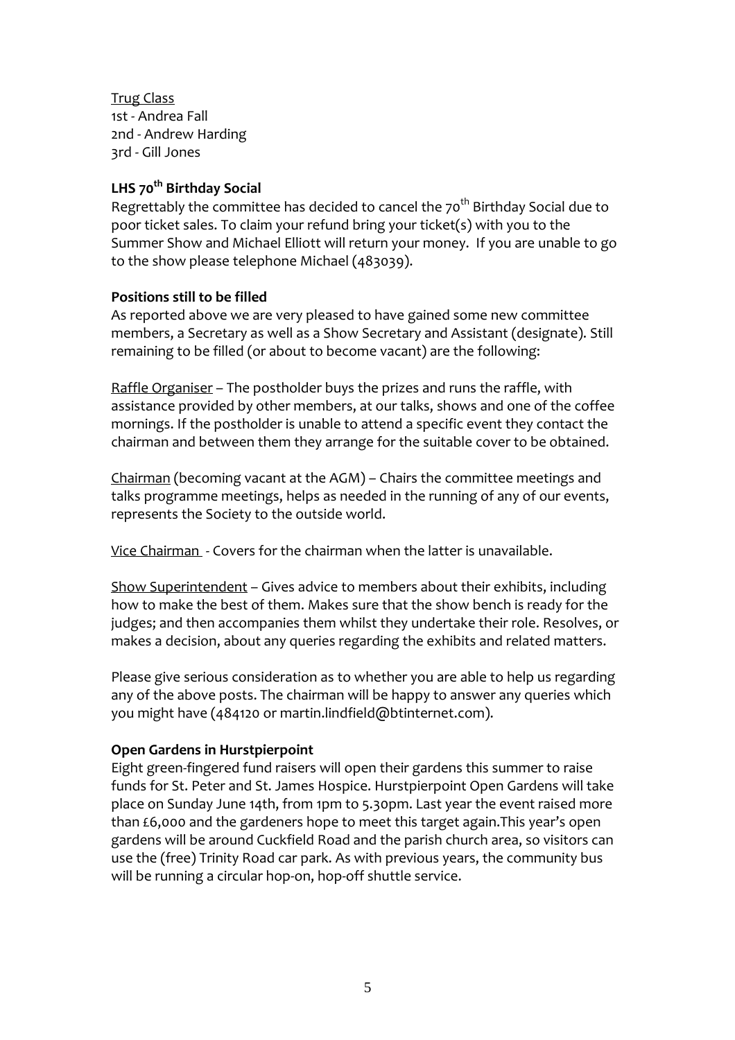Trug Class
1st - Andrea Fall
2nd - Andrew Harding
3rd - Gill Jones

**LHS 70th Birthday Social**

Regrettably the committee has decided to cancel the 70th Birthday Social due to poor ticket sales. To claim your refund bring your ticket(s) with you to the Summer Show and Michael Elliott will return your money. If you are unable to go to the show please telephone Michael (483039).

**Positions still to be filled**

As reported above we are very pleased to have gained some new committee members, a Secretary as well as a Show Secretary and Assistant (designate). Still remaining to be filled (or about to become vacant) are the following:

Raffle Organiser – The postholder buys the prizes and runs the raffle, with assistance provided by other members, at our talks, shows and one of the coffee mornings. If the postholder is unable to attend a specific event they contact the chairman and between them they arrange for the suitable cover to be obtained.

Chairman (becoming vacant at the AGM) – Chairs the committee meetings and talks programme meetings, helps as needed in the running of any of our events, represents the Society to the outside world.

Vice Chairman - Covers for the chairman when the latter is unavailable.

Show Superintendent – Gives advice to members about their exhibits, including how to make the best of them. Makes sure that the show bench is ready for the judges; and then accompanies them whilst they undertake their role. Resolves, or makes a decision, about any queries regarding the exhibits and related matters.

Please give serious consideration as to whether you are able to help us regarding any of the above posts. The chairman will be happy to answer any queries which you might have (484120 or martin.lindfield@btinternet.com).

**Open Gardens in Hurstpierpoint**

Eight green-fingered fund raisers will open their gardens this summer to raise funds for St. Peter and St. James Hospice. Hurstpierpoint Open Gardens will take place on Sunday June 14th, from 1pm to 5.30pm. Last year the event raised more than £6,000 and the gardeners hope to meet this target again.This year's open gardens will be around Cuckfield Road and the parish church area, so visitors can use the (free) Trinity Road car park. As with previous years, the community bus will be running a circular hop-on, hop-off shuttle service.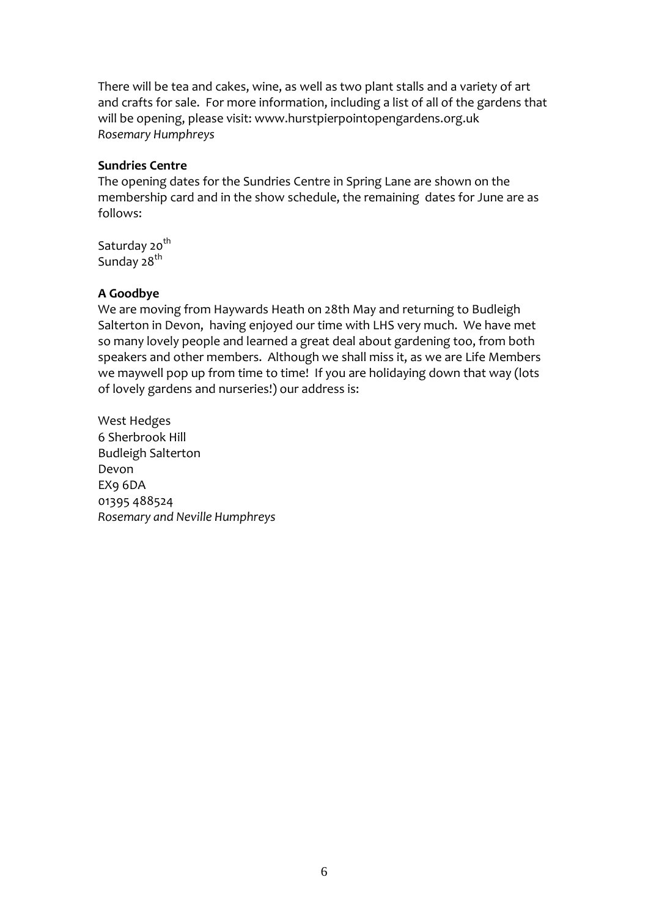There will be tea and cakes, wine, as well as two plant stalls and a variety of art and crafts for sale. For more information, including a list of all of the gardens that will be opening, please visit: www.hurstpierpointopengardens.org.uk
*Rosemary Humphreys*

**Sundries Centre**

The opening dates for the Sundries Centre in Spring Lane are shown on the membership card and in the show schedule, the remaining dates for June are as follows:

Saturday 20th
Sunday 28th

**A Goodbye**

We are moving from Haywards Heath on 28th May and returning to Budleigh Salterton in Devon, having enjoyed our time with LHS very much. We have met so many lovely people and learned a great deal about gardening too, from both speakers and other members. Although we shall miss it, as we are Life Members we maywell pop up from time to time! If you are holidaying down that way (lots of lovely gardens and nurseries!) our address is:

West Hedges
6 Sherbrook Hill
Budleigh Salterton
Devon
EX9 6DA
01395 488524
*Rosemary and Neville Humphreys*